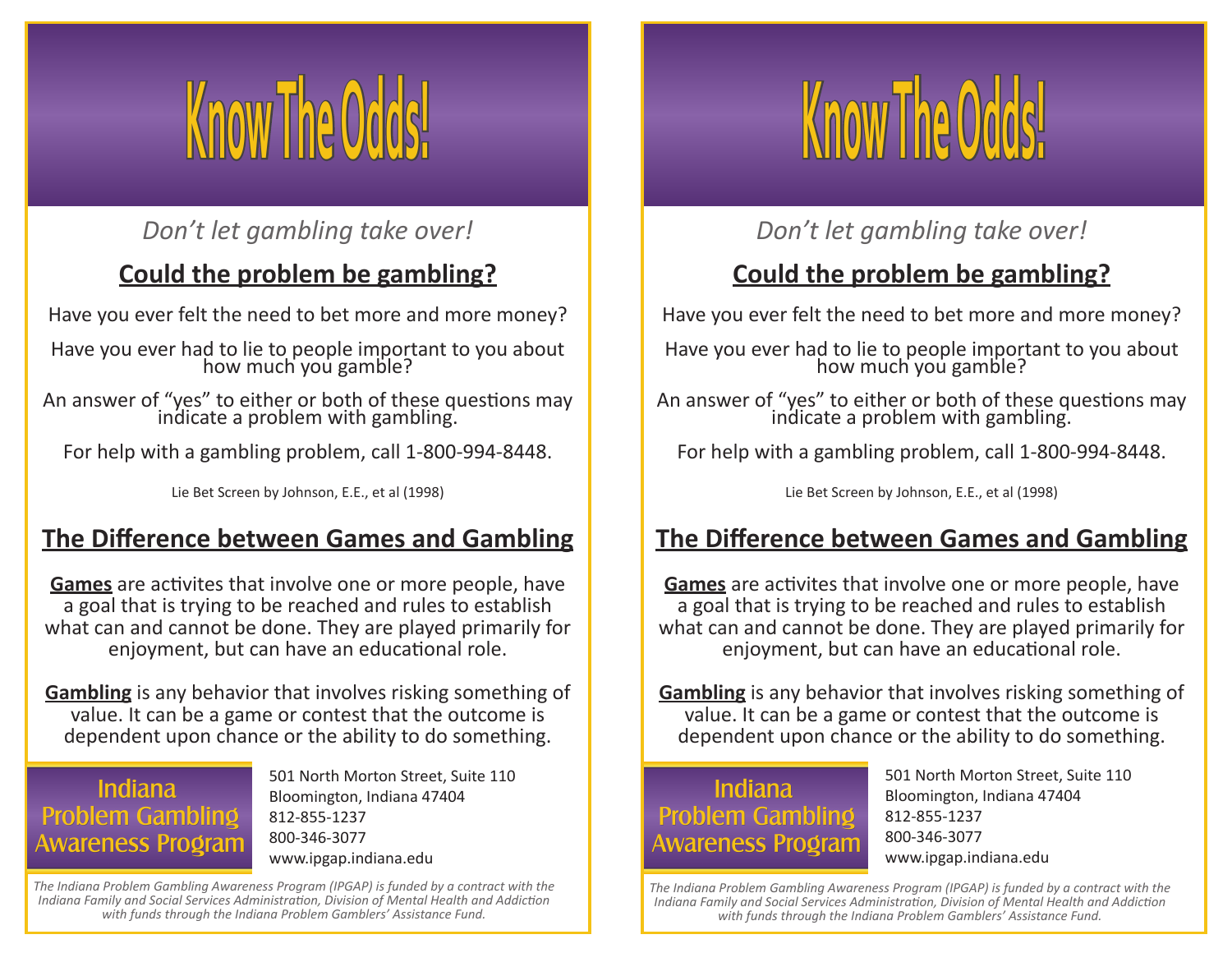# Know The Odds!

*Don't let gambling take over!*

## Could the problem be gambling?

Have you ever felt the need to bet more and more money?

Have you ever had to lie to people important to you about how much you gamble?

An answer of "yes" to either or both of these questions may indicate a problem with gambling.

For help with a gambling problem, call 1-800-994-8448.

Lie Bet Screen by Johnson, E.E., et al (1998)

## The Difference between Games and Gambling

**Games** are activites that involve one or more people, have a goal that is trying to be reached and rules to establish what can and cannot be done. They are played primarily for enjoyment, but can have an educational role.

**Gambling** is any behavior that involves risking something of value. It can be a game or contest that the outcome is dependent upon chance or the ability to do something.

Indiana Problem Gambling Awareness Program

501 North Morton Street, Suite 110
Bloomington, Indiana 47404
812-855-1237
800-346-3077
www.ipgap.indiana.edu

*The Indiana Problem Gambling Awareness Program (IPGAP) is funded by a contract with the Indiana Family and Social Services Administration, Division of Mental Health and Addiction with funds through the Indiana Problem Gamblers' Assistance Fund.*

# Know The Odds!

*Don't let gambling take over!*

## Could the problem be gambling?

Have you ever felt the need to bet more and more money?

Have you ever had to lie to people important to you about how much you gamble?

An answer of "yes" to either or both of these questions may indicate a problem with gambling.

For help with a gambling problem, call 1-800-994-8448.

Lie Bet Screen by Johnson, E.E., et al (1998)

## The Difference between Games and Gambling

**Games** are activites that involve one or more people, have a goal that is trying to be reached and rules to establish what can and cannot be done. They are played primarily for enjoyment, but can have an educational role.

**Gambling** is any behavior that involves risking something of value. It can be a game or contest that the outcome is dependent upon chance or the ability to do something.

Indiana Problem Gambling Awareness Program

501 North Morton Street, Suite 110
Bloomington, Indiana 47404
812-855-1237
800-346-3077
www.ipgap.indiana.edu

*The Indiana Problem Gambling Awareness Program (IPGAP) is funded by a contract with the Indiana Family and Social Services Administration, Division of Mental Health and Addiction with funds through the Indiana Problem Gamblers' Assistance Fund.*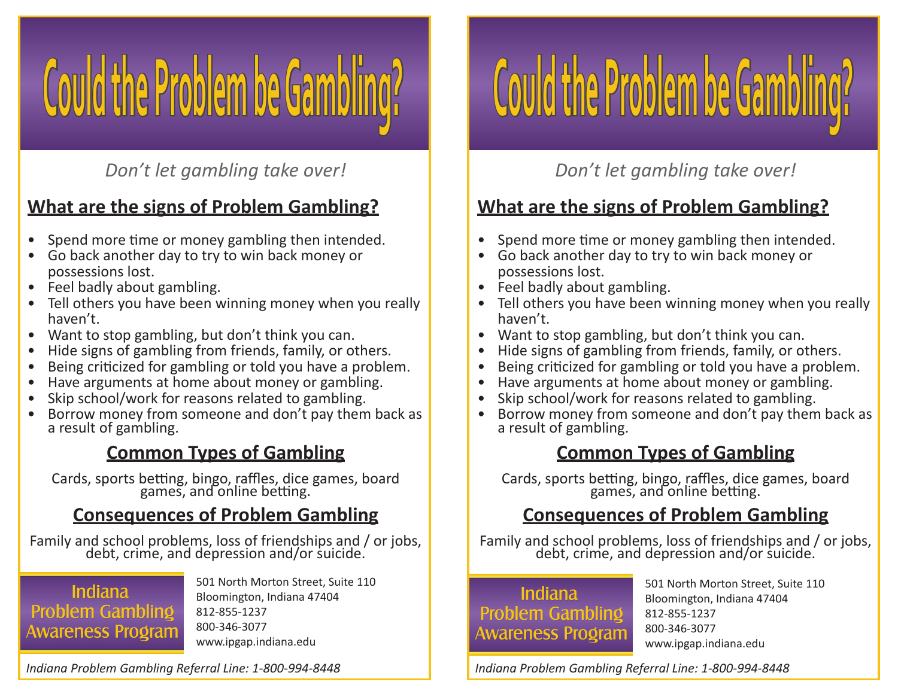# Could the Problem be Gambling?

*Don't let gambling take over!*

## What are the signs of Problem Gambling?

- Spend more time or money gambling then intended.
- Go back another day to try to win back money or possessions lost.
- Feel badly about gambling.
- Tell others you have been winning money when you really haven't.
- Want to stop gambling, but don't think you can.
- Hide signs of gambling from friends, family, or others.
- Being criticized for gambling or told you have a problem.
- Have arguments at home about money or gambling.
- Skip school/work for reasons related to gambling.
- Borrow money from someone and don't pay them back as a result of gambling.

## Common Types of Gambling

Cards, sports betting, bingo, raffles, dice games, board games, and online betting.

## Consequences of Problem Gambling

Family and school problems, loss of friendships and / or jobs, debt, crime, and depression and/or suicide.

Indiana Problem Gambling Awareness Program

501 North Morton Street, Suite 110
Bloomington, Indiana 47404
812-855-1237
800-346-3077
www.ipgap.indiana.edu

*Indiana Problem Gambling Referral Line: 1-800-994-8448*

# Could the Problem be Gambling?

*Don't let gambling take over!*

## What are the signs of Problem Gambling?

- Spend more time or money gambling then intended.
- Go back another day to try to win back money or possessions lost.
- Feel badly about gambling.
- Tell others you have been winning money when you really haven't.
- Want to stop gambling, but don't think you can.
- Hide signs of gambling from friends, family, or others.
- Being criticized for gambling or told you have a problem.
- Have arguments at home about money or gambling.
- Skip school/work for reasons related to gambling.
- Borrow money from someone and don't pay them back as a result of gambling.

## Common Types of Gambling

Cards, sports betting, bingo, raffles, dice games, board games, and online betting.

## Consequences of Problem Gambling

Family and school problems, loss of friendships and / or jobs, debt, crime, and depression and/or suicide.

Indiana Problem Gambling Awareness Program

501 North Morton Street, Suite 110
Bloomington, Indiana 47404
812-855-1237
800-346-3077
www.ipgap.indiana.edu

*Indiana Problem Gambling Referral Line: 1-800-994-8448*